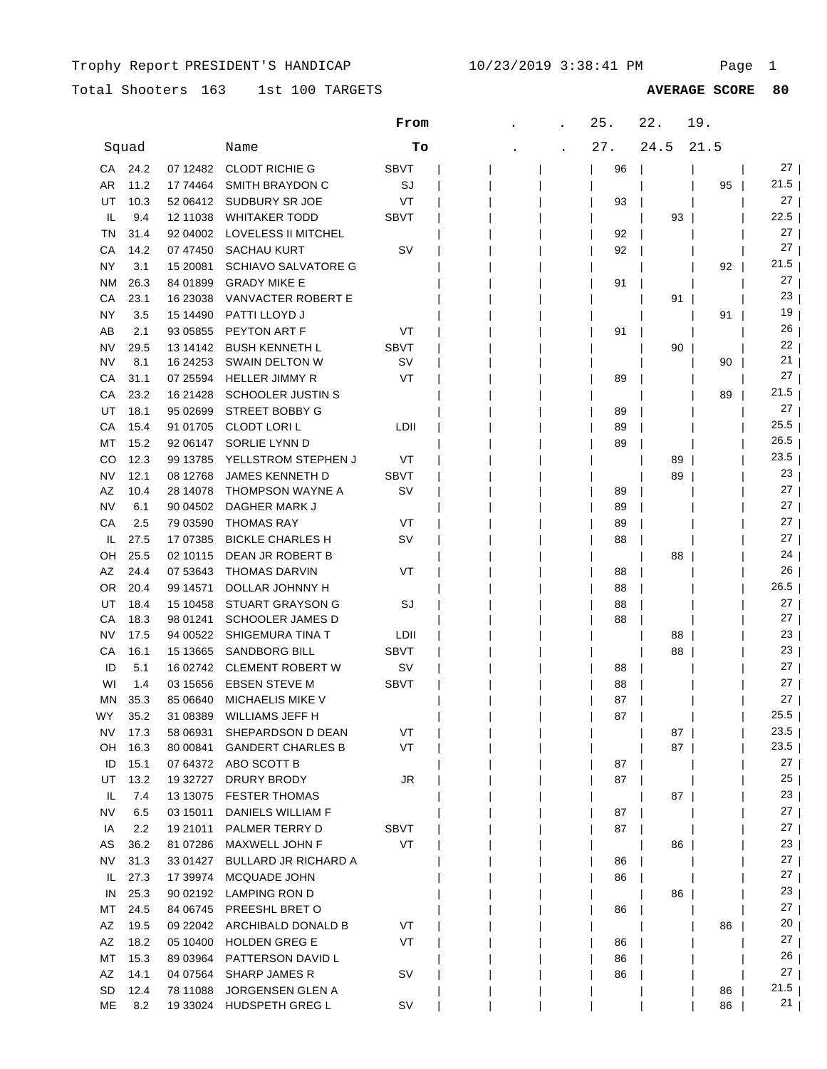Trophy Report PRESIDENT'S HANDICAP 10/23/2019 3:38:41 PM

Total Shooters 163 1st 100 TARGETS **AVERAGE SCORE 80**

| | Squad | | Name | From / To | . / . | . / . | 25. / 27. | 22. / 24.5 | 19. / 21.5 | |
|---|---|---|---|---|---|---|---|---|---|---|
| CA | 24.2 | 07 12482 | CLODT RICHIE G | SBVT | | | 96 | | | 27 |
| AR | 11.2 | 17 74464 | SMITH BRAYDON C | SJ | | | | | 95 | 21.5 |
| UT | 10.3 | 52 06412 | SUDBURY SR JOE | VT | | | 93 | | | 27 |
| IL | 9.4 | 12 11038 | WHITAKER TODD | SBVT | | | | 93 | | 22.5 |
| TN | 31.4 | 92 04002 | LOVELESS II MITCHEL | | | | 92 | | | 27 |
| CA | 14.2 | 07 47450 | SACHAU KURT | SV | | | 92 | | | 27 |
| NY | 3.1 | 15 20081 | SCHIAVO SALVATORE G | | | | | | 92 | 21.5 |
| NM | 26.3 | 84 01899 | GRADY MIKE E | | | | 91 | | | 27 |
| CA | 23.1 | 16 23038 | VANVACTER ROBERT E | | | | | 91 | | 23 |
| NY | 3.5 | 15 14490 | PATTI LLOYD J | | | | | | 91 | 19 |
| AB | 2.1 | 93 05855 | PEYTON ART F | VT | | | 91 | | | 26 |
| NV | 29.5 | 13 14142 | BUSH KENNETH L | SBVT | | | | 90 | | 22 |
| NV | 8.1 | 16 24253 | SWAIN DELTON W | SV | | | | | 90 | 21 |
| CA | 31.1 | 07 25594 | HELLER JIMMY R | VT | | | 89 | | | 27 |
| CA | 23.2 | 16 21428 | SCHOOLER JUSTIN S | | | | | | 89 | 21.5 |
| UT | 18.1 | 95 02699 | STREET BOBBY G | | | | 89 | | | 27 |
| CA | 15.4 | 91 01705 | CLODT LORI L | LDII | | | 89 | | | 25.5 |
| MT | 15.2 | 92 06147 | SORLIE LYNN D | | | | 89 | | | 26.5 |
| CO | 12.3 | 99 13785 | YELLSTROM STEPHEN J | VT | | | | 89 | | 23.5 |
| NV | 12.1 | 08 12768 | JAMES KENNETH D | SBVT | | | | 89 | | 23 |
| AZ | 10.4 | 28 14078 | THOMPSON WAYNE A | SV | | | 89 | | | 27 |
| NV | 6.1 | 90 04502 | DAGHER MARK J | | | | 89 | | | 27 |
| CA | 2.5 | 79 03590 | THOMAS RAY | VT | | | 89 | | | 27 |
| IL | 27.5 | 17 07385 | BICKLE CHARLES H | SV | | | 88 | | | 27 |
| OH | 25.5 | 02 10115 | DEAN JR ROBERT B | | | | | 88 | | 24 |
| AZ | 24.4 | 07 53643 | THOMAS DARVIN | VT | | | 88 | | | 26 |
| OR | 20.4 | 99 14571 | DOLLAR JOHNNY H | | | | 88 | | | 26.5 |
| UT | 18.4 | 15 10458 | STUART GRAYSON G | SJ | | | 88 | | | 27 |
| CA | 18.3 | 98 01241 | SCHOOLER JAMES D | | | | 88 | | | 27 |
| NV | 17.5 | 94 00522 | SHIGEMURA TINA T | LDII | | | | 88 | | 23 |
| CA | 16.1 | 15 13665 | SANDBORG BILL | SBVT | | | | 88 | | 23 |
| ID | 5.1 | 16 02742 | CLEMENT ROBERT W | SV | | | 88 | | | 27 |
| WI | 1.4 | 03 15656 | EBSEN STEVE M | SBVT | | | 88 | | | 27 |
| MN | 35.3 | 85 06640 | MICHAELIS MIKE V | | | | 87 | | | 27 |
| WY | 35.2 | 31 08389 | WILLIAMS JEFF H | | | | 87 | | | 25.5 |
| NV | 17.3 | 58 06931 | SHEPARDSON D DEAN | VT | | | | 87 | | 23.5 |
| OH | 16.3 | 80 00841 | GANDERT CHARLES B | VT | | | | 87 | | 23.5 |
| ID | 15.1 | 07 64372 | ABO SCOTT B | | | | 87 | | | 27 |
| UT | 13.2 | 19 32727 | DRURY BRODY | JR | | | 87 | | | 25 |
| IL | 7.4 | 13 13075 | FESTER THOMAS | | | | | 87 | | 23 |
| NV | 6.5 | 03 15011 | DANIELS WILLIAM F | | | | 87 | | | 27 |
| IA | 2.2 | 19 21011 | PALMER TERRY D | SBVT | | | 87 | | | 27 |
| AS | 36.2 | 81 07286 | MAXWELL JOHN F | VT | | | | 86 | | 23 |
| NV | 31.3 | 33 01427 | BULLARD JR RICHARD A | | | | 86 | | | 27 |
| IL | 27.3 | 17 39974 | MCQUADE JOHN | | | | 86 | | | 27 |
| IN | 25.3 | 90 02192 | LAMPING RON D | | | | | 86 | | 23 |
| MT | 24.5 | 84 06745 | PREESHL BRET O | | | | 86 | | | 27 |
| AZ | 19.5 | 09 22042 | ARCHIBALD DONALD B | VT | | | | | 86 | 20 |
| AZ | 18.2 | 05 10400 | HOLDEN GREG E | VT | | | 86 | | | 27 |
| MT | 15.3 | 89 03964 | PATTERSON DAVID L | | | | 86 | | | 26 |
| AZ | 14.1 | 04 07564 | SHARP JAMES R | SV | | | 86 | | | 27 |
| SD | 12.4 | 78 11088 | JORGENSEN GLEN A | | | | | | 86 | 21.5 |
| ME | 8.2 | 19 33024 | HUDSPETH GREG L | SV | | | | | 86 | 21 |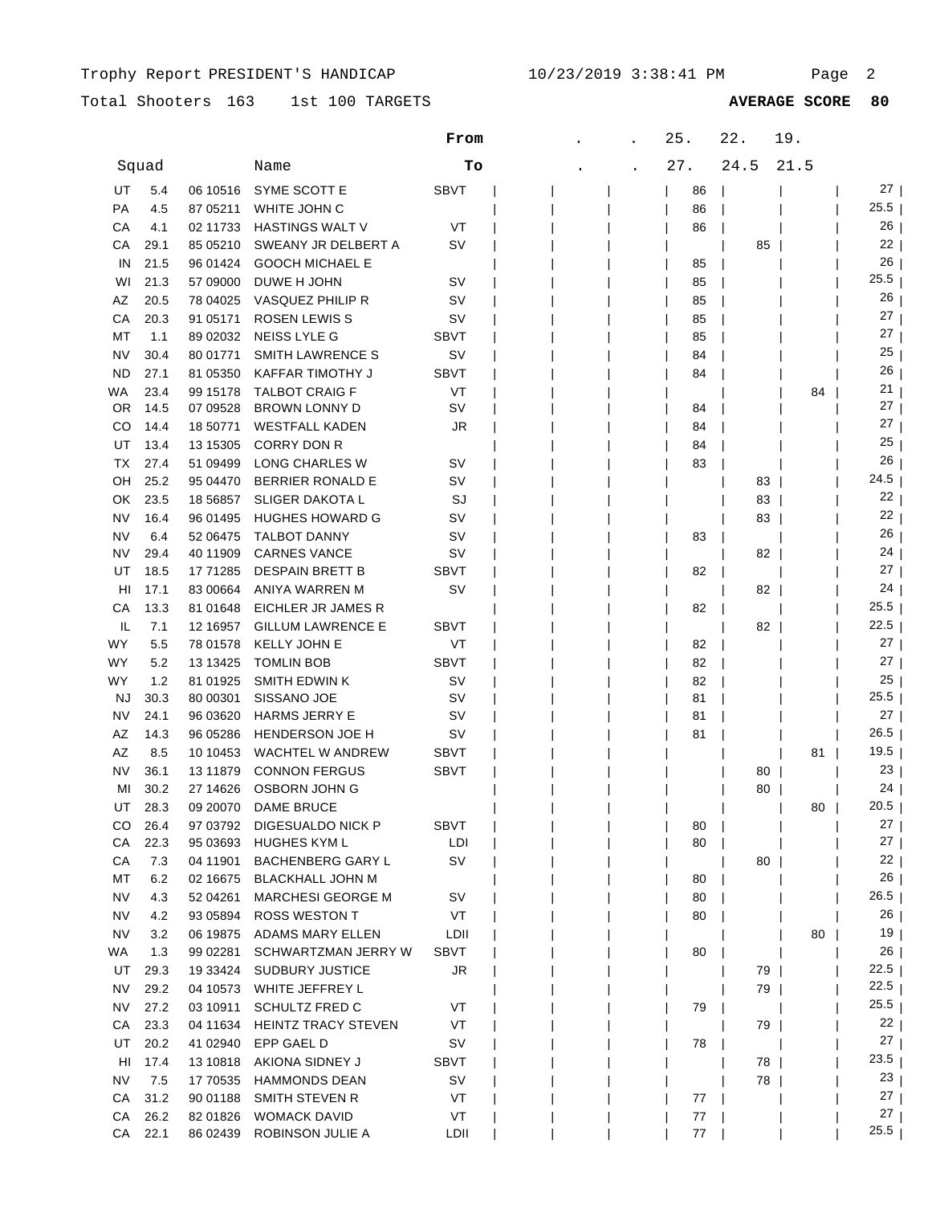Trophy Report PRESIDENT'S HANDICAP 10/23/2019 3:38:41 PM

Total Shooters 163 1st 100 TARGETS **AVERAGE SCORE 80**

| Squad | | | Name | **From** / **To** | | . / . | . / . | 25. / 27. | 22. / 24.5 | 19. / 21.5 | |
|---|---|---|---|---|---|---|---|---|---|---|---|
| UT | 5.4 | 06 10516 | SYME SCOTT E | SBVT | | | | 86 | | | 27 |
| PA | 4.5 | 87 05211 | WHITE JOHN C | | | | | 86 | | | 25.5 |
| CA | 4.1 | 02 11733 | HASTINGS WALT V | VT | | | | 86 | | | 26 |
| CA | 29.1 | 85 05210 | SWEANY JR DELBERT A | SV | | | | | 85 | | 22 |
| IN | 21.5 | 96 01424 | GOOCH MICHAEL E | | | | | 85 | | | 26 |
| WI | 21.3 | 57 09000 | DUWE H JOHN | SV | | | | 85 | | | 25.5 |
| AZ | 20.5 | 78 04025 | VASQUEZ PHILIP R | SV | | | | 85 | | | 26 |
| CA | 20.3 | 91 05171 | ROSEN LEWIS S | SV | | | | 85 | | | 27 |
| MT | 1.1 | 89 02032 | NEISS LYLE G | SBVT | | | | 85 | | | 27 |
| NV | 30.4 | 80 01771 | SMITH LAWRENCE S | SV | | | | 84 | | | 25 |
| ND | 27.1 | 81 05350 | KAFFAR TIMOTHY J | SBVT | | | | 84 | | | 26 |
| WA | 23.4 | 99 15178 | TALBOT CRAIG F | VT | | | | | | 84 | 21 |
| OR | 14.5 | 07 09528 | BROWN LONNY D | SV | | | | 84 | | | 27 |
| CO | 14.4 | 18 50771 | WESTFALL KADEN | JR | | | | 84 | | | 27 |
| UT | 13.4 | 13 15305 | CORRY DON R | | | | | 84 | | | 25 |
| TX | 27.4 | 51 09499 | LONG CHARLES W | SV | | | | 83 | | | 26 |
| OH | 25.2 | 95 04470 | BERRIER RONALD E | SV | | | | | 83 | | 24.5 |
| OK | 23.5 | 18 56857 | SLIGER DAKOTA L | SJ | | | | | 83 | | 22 |
| NV | 16.4 | 96 01495 | HUGHES HOWARD G | SV | | | | | 83 | | 22 |
| NV | 6.4 | 52 06475 | TALBOT DANNY | SV | | | | 83 | | | 26 |
| NV | 29.4 | 40 11909 | CARNES VANCE | SV | | | | | 82 | | 24 |
| UT | 18.5 | 17 71285 | DESPAIN BRETT B | SBVT | | | | 82 | | | 27 |
| HI | 17.1 | 83 00664 | ANIYA WARREN M | SV | | | | | 82 | | 24 |
| CA | 13.3 | 81 01648 | EICHLER JR JAMES R | | | | | 82 | | | 25.5 |
| IL | 7.1 | 12 16957 | GILLUM LAWRENCE E | SBVT | | | | | 82 | | 22.5 |
| WY | 5.5 | 78 01578 | KELLY JOHN E | VT | | | | 82 | | | 27 |
| WY | 5.2 | 13 13425 | TOMLIN BOB | SBVT | | | | 82 | | | 27 |
| WY | 1.2 | 81 01925 | SMITH EDWIN K | SV | | | | 82 | | | 25 |
| NJ | 30.3 | 80 00301 | SISSANO JOE | SV | | | | 81 | | | 25.5 |
| NV | 24.1 | 96 03620 | HARMS JERRY E | SV | | | | 81 | | | 27 |
| AZ | 14.3 | 96 05286 | HENDERSON JOE H | SV | | | | 81 | | | 26.5 |
| AZ | 8.5 | 10 10453 | WACHTEL W ANDREW | SBVT | | | | | | 81 | 19.5 |
| NV | 36.1 | 13 11879 | CONNON FERGUS | SBVT | | | | | 80 | | 23 |
| MI | 30.2 | 27 14626 | OSBORN JOHN G | | | | | | 80 | | 24 |
| UT | 28.3 | 09 20070 | DAME BRUCE | | | | | | | 80 | 20.5 |
| CO | 26.4 | 97 03792 | DIGESUALDO NICK P | SBVT | | | | 80 | | | 27 |
| CA | 22.3 | 95 03693 | HUGHES KYM L | LDI | | | | 80 | | | 27 |
| CA | 7.3 | 04 11901 | BACHENBERG GARY L | SV | | | | | 80 | | 22 |
| MT | 6.2 | 02 16675 | BLACKHALL JOHN M | | | | | 80 | | | 26 |
| NV | 4.3 | 52 04261 | MARCHESI GEORGE M | SV | | | | 80 | | | 26.5 |
| NV | 4.2 | 93 05894 | ROSS WESTON T | VT | | | | 80 | | | 26 |
| NV | 3.2 | 06 19875 | ADAMS MARY ELLEN | LDII | | | | | | 80 | 19 |
| WA | 1.3 | 99 02281 | SCHWARTZMAN JERRY W | SBVT | | | | 80 | | | 26 |
| UT | 29.3 | 19 33424 | SUDBURY JUSTICE | JR | | | | | 79 | | 22.5 |
| NV | 29.2 | 04 10573 | WHITE JEFFREY L | | | | | | 79 | | 22.5 |
| NV | 27.2 | 03 10911 | SCHULTZ FRED C | VT | | | | 79 | | | 25.5 |
| CA | 23.3 | 04 11634 | HEINTZ TRACY STEVEN | VT | | | | | 79 | | 22 |
| UT | 20.2 | 41 02940 | EPP GAEL D | SV | | | | 78 | | | 27 |
| HI | 17.4 | 13 10818 | AKIONA SIDNEY J | SBVT | | | | | 78 | | 23.5 |
| NV | 7.5 | 17 70535 | HAMMONDS DEAN | SV | | | | | 78 | | 23 |
| CA | 31.2 | 90 01188 | SMITH STEVEN R | VT | | | | 77 | | | 27 |
| CA | 26.2 | 82 01826 | WOMACK DAVID | VT | | | | 77 | | | 27 |
| CA | 22.1 | 86 02439 | ROBINSON JULIE A | LDII | | | | 77 | | | 25.5 |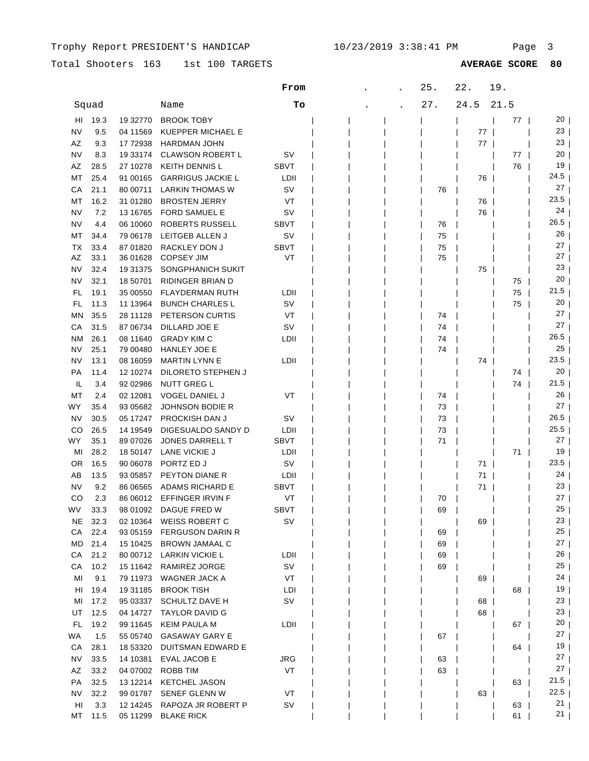Trophy Report PRESIDENT'S HANDICAP 10/23/2019 3:38:41 PM

Total Shooters 163 1st 100 TARGETS **AVERAGE SCORE 80**

| State | Squad | ID | Name | From / To | . | . | 25. / 27. | 22. / 24.5 | 19. / 21.5 | |
|---|---|---|---|---|---|---|---|---|---|---|
| HI | 19.3 | 19 32770 | BROOK TOBY | | | | | | 77 | 20 |
| NV | 9.5 | 04 11569 | KUEPPER MICHAEL E | | | | | 77 | | 23 |
| AZ | 9.3 | 17 72938 | HARDMAN JOHN | | | | | 77 | | 23 |
| NV | 8.3 | 19 33174 | CLAWSON ROBERT L | SV | | | | | 77 | 20 |
| AZ | 28.5 | 27 10278 | KEITH DENNIS L | SBVT | | | | | 76 | 19 |
| MT | 25.4 | 91 00165 | GARRIGUS JACKIE L | LDII | | | | 76 | | 24.5 |
| CA | 21.1 | 80 00711 | LARKIN THOMAS W | SV | | | 76 | | | 27 |
| MT | 16.2 | 31 01280 | BROSTEN JERRY | VT | | | | 76 | | 23.5 |
| NV | 7.2 | 13 16765 | FORD SAMUEL E | SV | | | | 76 | | 24 |
| NV | 4.4 | 06 10060 | ROBERTS RUSSELL | SBVT | | | 76 | | | 26.5 |
| MT | 34.4 | 79 06178 | LEITGEB ALLEN J | SV | | | 75 | | | 26 |
| TX | 33.4 | 87 01820 | RACKLEY DON J | SBVT | | | 75 | | | 27 |
| AZ | 33.1 | 36 01628 | COPSEY JIM | VT | | | 75 | | | 27 |
| NV | 32.4 | 19 31375 | SONGPHANICH SUKIT | | | | | 75 | | 23 |
| NV | 32.1 | 18 50701 | RIDINGER BRIAN D | | | | | | 75 | 20 |
| FL | 19.1 | 35 00550 | FLAYDERMAN RUTH | LDII | | | | | 75 | 21.5 |
| FL | 11.3 | 11 13964 | BUNCH CHARLES L | SV | | | | | 75 | 20 |
| MN | 35.5 | 28 11128 | PETERSON CURTIS | VT | | | 74 | | | 27 |
| CA | 31.5 | 87 06734 | DILLARD JOE E | SV | | | 74 | | | 27 |
| NM | 26.1 | 08 11640 | GRADY KIM C | LDII | | | 74 | | | 26.5 |
| NV | 25.1 | 79 00480 | HANLEY JOE E | | | | 74 | | | 25 |
| NV | 13.1 | 08 16059 | MARTIN LYNN E | LDII | | | | 74 | | 23.5 |
| PA | 11.4 | 12 10274 | DILORETO STEPHEN J | | | | | | 74 | 20 |
| IL | 3.4 | 92 02986 | NUTT GREG L | | | | | | 74 | 21.5 |
| MT | 2.4 | 02 12081 | VOGEL DANIEL J | VT | | | 74 | | | 26 |
| WY | 35.4 | 93 05682 | JOHNSON BODIE R | | | | 73 | | | 27 |
| NV | 30.5 | 05 17247 | PROCKISH DAN J | SV | | | 73 | | | 26.5 |
| CO | 26.5 | 14 19549 | DIGESUALDO SANDY D | LDII | | | 73 | | | 25.5 |
| WY | 35.1 | 89 07026 | JONES DARRELL T | SBVT | | | 71 | | | 27 |
| MI | 28.2 | 18 50147 | LANE VICKIE J | LDII | | | | | 71 | 19 |
| OR | 16.5 | 90 06078 | PORTZ ED J | SV | | | | 71 | | 23.5 |
| AB | 13.5 | 93 05857 | PEYTON DIANE R | LDII | | | | 71 | | 24 |
| NV | 9.2 | 86 06565 | ADAMS RICHARD E | SBVT | | | | 71 | | 23 |
| CO | 2.3 | 86 06012 | EFFINGER IRVIN F | VT | | | 70 | | | 27 |
| WV | 33.3 | 98 01092 | DAGUE FRED W | SBVT | | | 69 | | | 25 |
| NE | 32.3 | 02 10364 | WEISS ROBERT C | SV | | | | 69 | | 23 |
| CA | 22.4 | 93 05159 | FERGUSON DARIN R | | | | 69 | | | 25 |
| MD | 21.4 | 15 10425 | BROWN JAMAAL C | | | | 69 | | | 27 |
| CA | 21.2 | 80 00712 | LARKIN VICKIE L | LDII | | | 69 | | | 26 |
| CA | 10.2 | 15 11642 | RAMIREZ JORGE | SV | | | 69 | | | 25 |
| MI | 9.1 | 79 11973 | WAGNER JACK A | VT | | | | 69 | | 24 |
| HI | 19.4 | 19 31185 | BROOK TISH | LDI | | | | | 68 | 19 |
| MI | 17.2 | 95 03337 | SCHULTZ DAVE H | SV | | | | 68 | | 23 |
| UT | 12.5 | 04 14727 | TAYLOR DAVID G | | | | | 68 | | 23 |
| FL | 19.2 | 99 11645 | KEIM PAULA M | LDII | | | | | 67 | 20 |
| WA | 1.5 | 55 05740 | GASAWAY GARY E | | | | 67 | | | 27 |
| CA | 28.1 | 18 53320 | DUITSMAN EDWARD E | | | | | | 64 | 19 |
| NV | 33.5 | 14 10381 | EVAL JACOB E | JRG | | | 63 | | | 27 |
| AZ | 33.2 | 04 07002 | ROBB TIM | VT | | | 63 | | | 27 |
| PA | 32.5 | 13 12214 | KETCHEL JASON | | | | | | 63 | 21.5 |
| NV | 32.2 | 99 01787 | SENEF GLENN W | VT | | | | 63 | | 22.5 |
| HI | 3.3 | 12 14245 | RAPOZA JR ROBERT P | SV | | | | | 63 | 21 |
| MT | 11.5 | 05 11299 | BLAKE RICK | | | | | | 61 | 21 |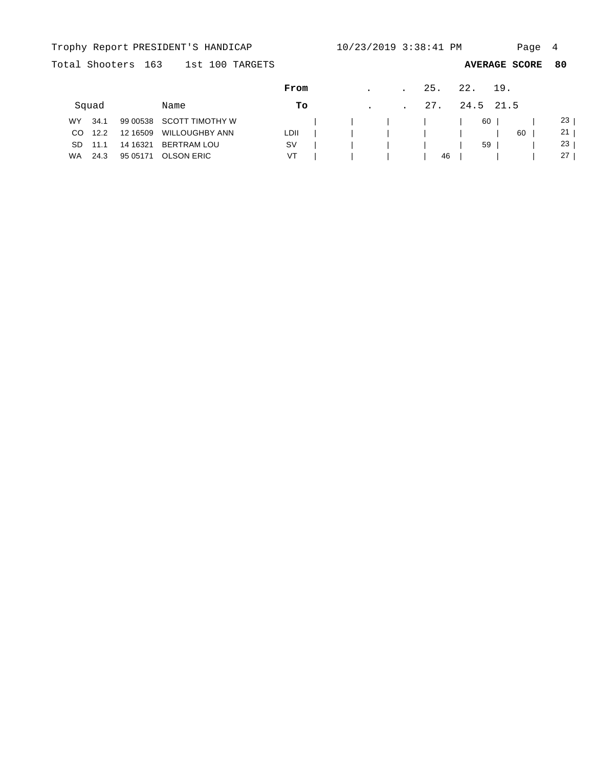Trophy Report PRESIDENT'S HANDICAP 10/23/2019 3:38:41 PM

Total Shooters 163    1st 100 TARGETS    **AVERAGE SCORE 80**

| | Squad | | Name | **From** / **To** | | . / . | . / . | 25. / 27. | 22. / 24.5 | 19. / 21.5 | |
|---|---|---|---|---|---|---|---|---|---|---|---|
| WY | 34.1 | 99 00538 | SCOTT TIMOTHY W | | | | | | 60 | | 23 |
| CO | 12.2 | 12 16509 | WILLOUGHBY ANN | LDII | | | | | | 60 | 21 |
| SD | 11.1 | 14 16321 | BERTRAM LOU | SV | | | | | 59 | | 23 |
| WA | 24.3 | 95 05171 | OLSON ERIC | VT | | | | 46 | | | 27 |